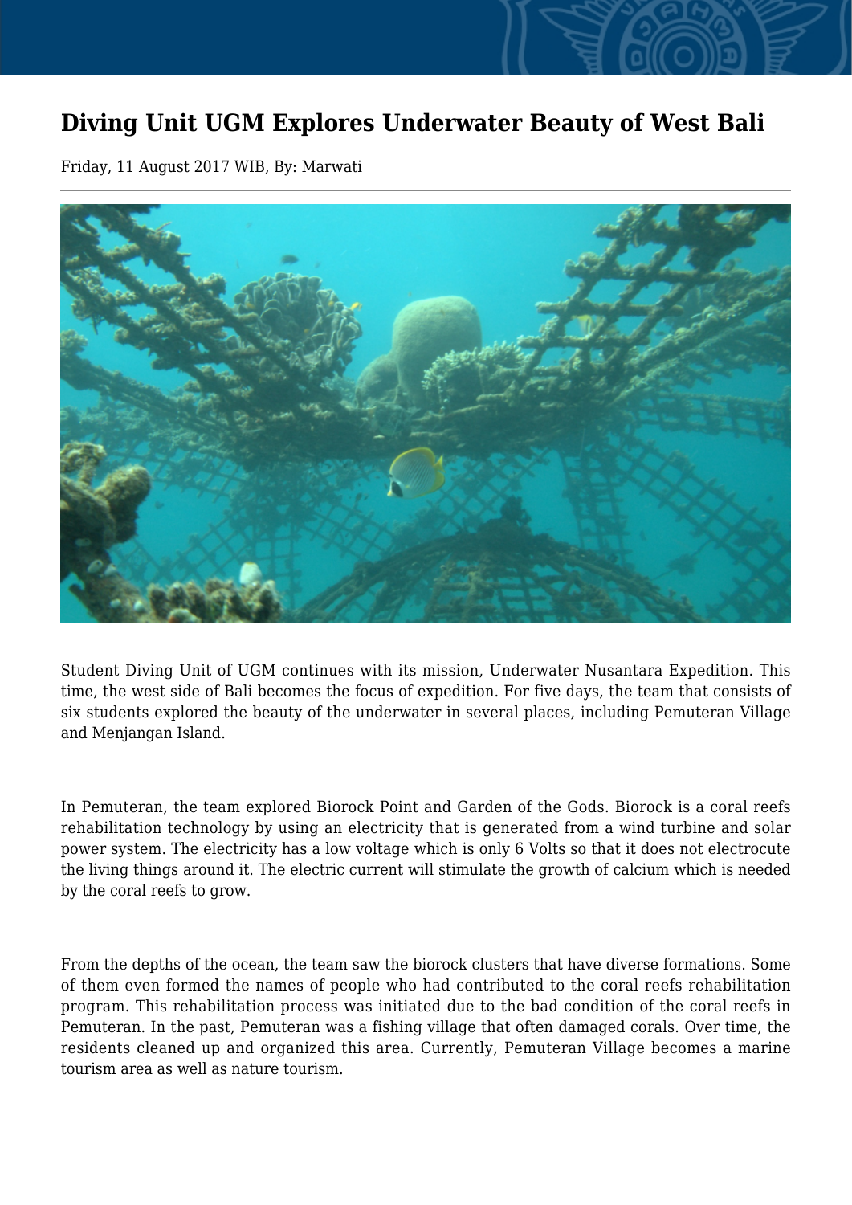# Diving Unit UGM Explores Underwater Beauty of West Bali

Friday, 11 August 2017 WIB, By: Marwati

Student Diving Unit of UGM continues with its mission, Underwater Nusantara Expedition. This time, the west side of Bali becomes the focus of expedition. For five days, the team that consists of six students explored the beauty of the underwater in several places, including Pemuteran Village and Menjangan Island.

In Pemuteran, the team explored Biorock Point and Garden of the Gods. Biorock is a coral reefs rehabilitation technology by using an electricity that is generated from a wind turbine and solar power system. The electricity has a low voltage which is only 6 Volts so that it does not electrocute the living things around it. The electric current will stimulate the growth of calcium which is needed by the coral reefs to grow.

From the depths of the ocean, the team saw the biorock clusters that have diverse formations. Some of them even formed the names of people who had contributed to the coral reefs rehabilitation program. This rehabilitation process was initiated due to the bad condition of the coral reefs in Pemuteran. In the past, Pemuteran was a fishing village that often damaged corals. Over time, the residents cleaned up and organized this area. Currently, Pemuteran Village becomes a marine tourism area as well as nature tourism.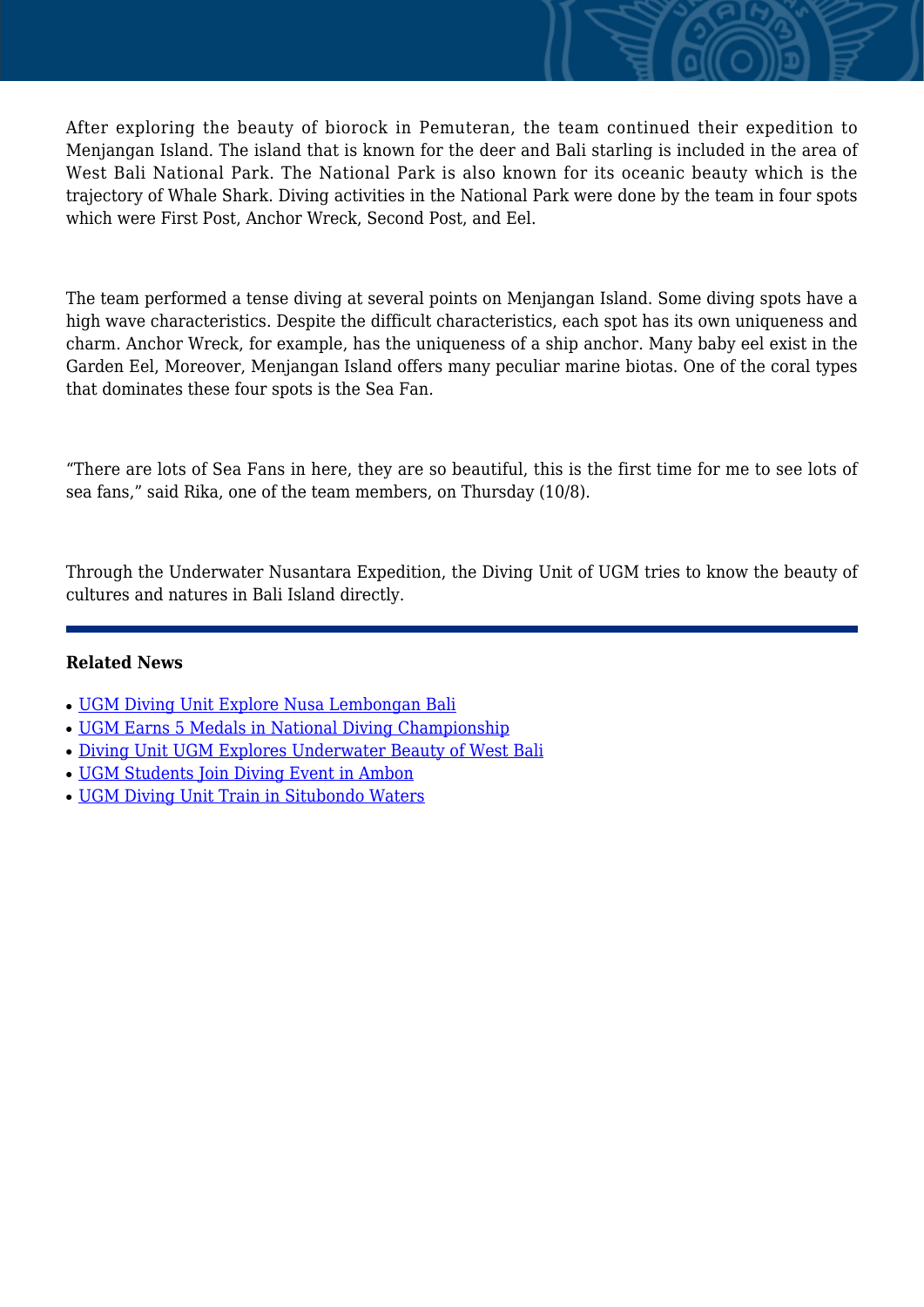After exploring the beauty of biorock in Pemuteran, the team continued their expedition to Menjangan Island. The island that is known for the deer and Bali starling is included in the area of West Bali National Park. The National Park is also known for its oceanic beauty which is the trajectory of Whale Shark. Diving activities in the National Park were done by the team in four spots which were First Post, Anchor Wreck, Second Post, and Eel.

The team performed a tense diving at several points on Menjangan Island. Some diving spots have a high wave characteristics. Despite the difficult characteristics, each spot has its own uniqueness and charm. Anchor Wreck, for example, has the uniqueness of a ship anchor. Many baby eel exist in the Garden Eel, Moreover, Menjangan Island offers many peculiar marine biotas. One of the coral types that dominates these four spots is the Sea Fan.

“There are lots of Sea Fans in here, they are so beautiful, this is the first time for me to see lots of sea fans,” said Rika, one of the team members, on Thursday (10/8).

Through the Underwater Nusantara Expedition, the Diving Unit of UGM tries to know the beauty of cultures and natures in Bali Island directly.

---

**Related News**

- UGM Diving Unit Explore Nusa Lembongan Bali
- UGM Earns 5 Medals in National Diving Championship
- Diving Unit UGM Explores Underwater Beauty of West Bali
- UGM Students Join Diving Event in Ambon
- UGM Diving Unit Train in Situbondo Waters